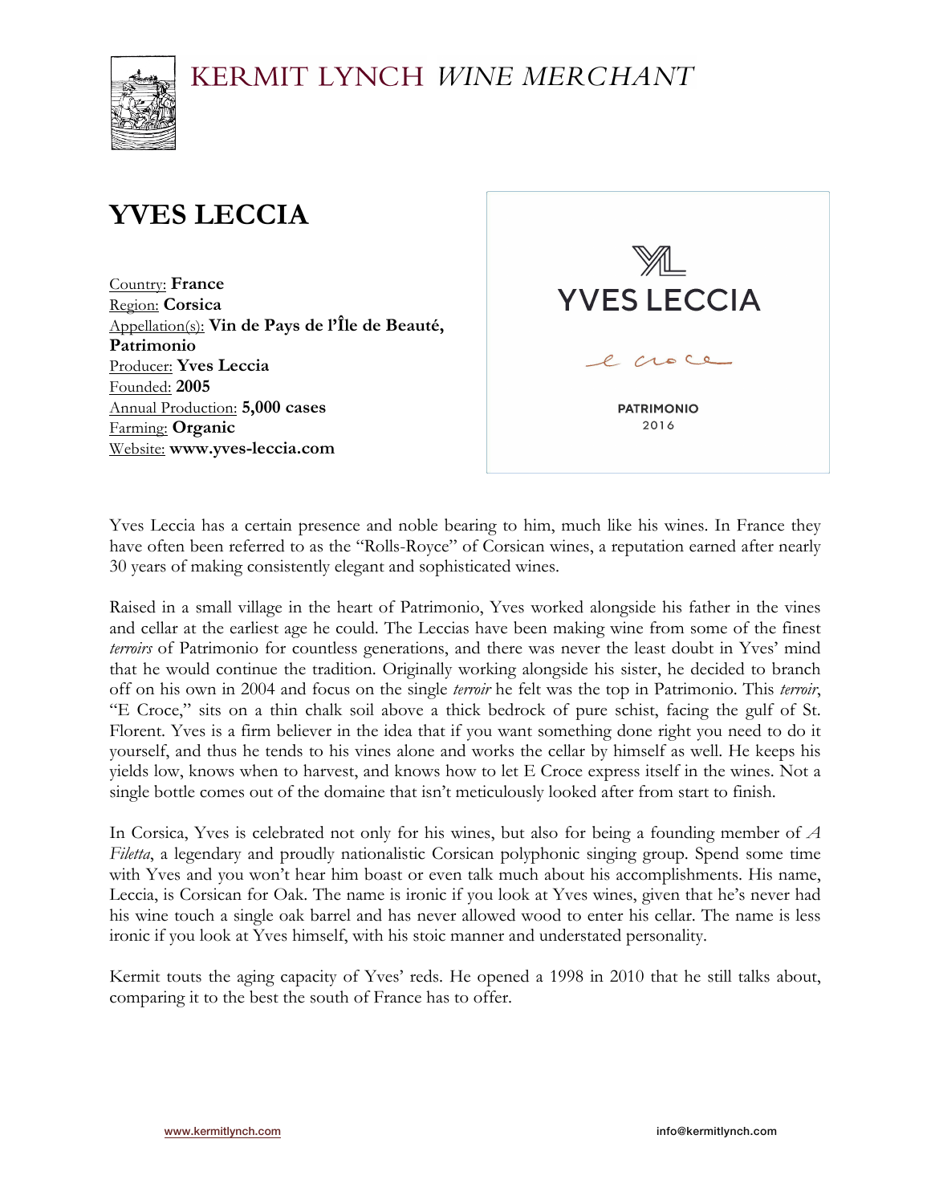KERMIT LYNCH *WINE MERCHANT*

# YVES LECCIA

Country: **France**
Region: **Corsica**
Appellation(s): **Vin de Pays de l'Île de Beauté, Patrimonio**
Producer: **Yves Leccia**
Founded: **2005**
Annual Production: **5,000 cases**
Farming: **Organic**
Website: **www.yves-leccia.com**

YL
YVES LECCIA
e croce
PATRIMONIO
2016

Yves Leccia has a certain presence and noble bearing to him, much like his wines. In France they have often been referred to as the "Rolls-Royce" of Corsican wines, a reputation earned after nearly 30 years of making consistently elegant and sophisticated wines.

Raised in a small village in the heart of Patrimonio, Yves worked alongside his father in the vines and cellar at the earliest age he could. The Leccias have been making wine from some of the finest *terroirs* of Patrimonio for countless generations, and there was never the least doubt in Yves' mind that he would continue the tradition. Originally working alongside his sister, he decided to branch off on his own in 2004 and focus on the single *terroir* he felt was the top in Patrimonio. This *terroir*, "E Croce," sits on a thin chalk soil above a thick bedrock of pure schist, facing the gulf of St. Florent. Yves is a firm believer in the idea that if you want something done right you need to do it yourself, and thus he tends to his vines alone and works the cellar by himself as well. He keeps his yields low, knows when to harvest, and knows how to let E Croce express itself in the wines. Not a single bottle comes out of the domaine that isn't meticulously looked after from start to finish.

In Corsica, Yves is celebrated not only for his wines, but also for being a founding member of *A Filetta*, a legendary and proudly nationalistic Corsican polyphonic singing group. Spend some time with Yves and you won't hear him boast or even talk much about his accomplishments. His name, Leccia, is Corsican for Oak. The name is ironic if you look at Yves wines, given that he's never had his wine touch a single oak barrel and has never allowed wood to enter his cellar. The name is less ironic if you look at Yves himself, with his stoic manner and understated personality.

Kermit touts the aging capacity of Yves' reds. He opened a 1998 in 2010 that he still talks about, comparing it to the best the south of France has to offer.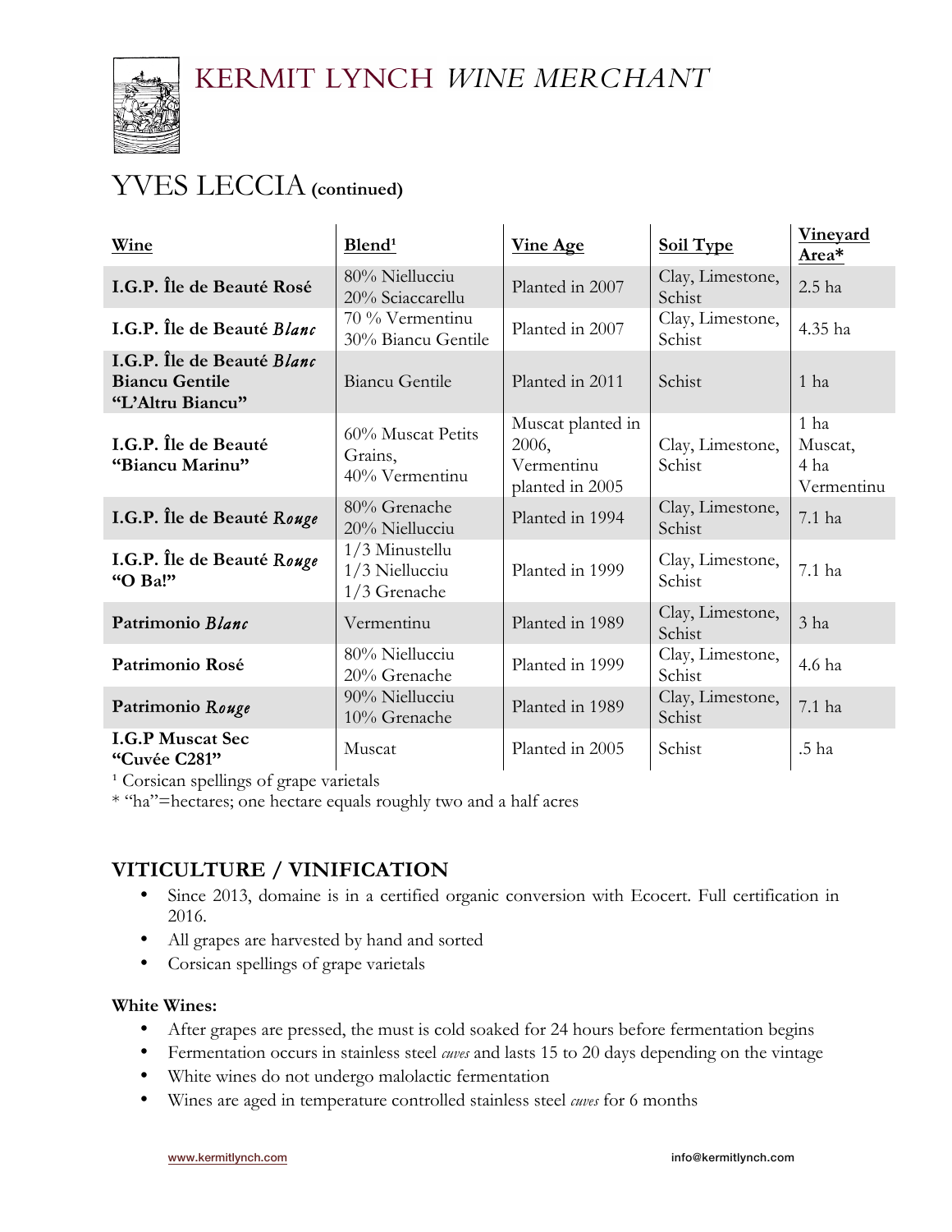# KERMIT LYNCH *WINE MERCHANT*

## YVES LECCIA (continued)

| Wine | Blend[1] | Vine Age | Soil Type | Vineyard Area* |
|---|---|---|---|---|
| **I.G.P. Île de Beauté Rosé** | 80% Niellucciu 20% Sciaccarellu | Planted in 2007 | Clay, Limestone, Schist | 2.5 ha |
| **I.G.P. Île de Beauté *Blanc*** | 70 % Vermentinu 30% Biancu Gentile | Planted in 2007 | Clay, Limestone, Schist | 4.35 ha |
| **I.G.P. Île de Beauté *Blanc* Biancu Gentile "L'Altru Biancu"** | Biancu Gentile | Planted in 2011 | Schist | 1 ha |
| **I.G.P. Île de Beauté "Biancu Marinu"** | 60% Muscat Petits Grains, 40% Vermentinu | Muscat planted in 2006, Vermentinu planted in 2005 | Clay, Limestone, Schist | 1 ha Muscat, 4 ha Vermentinu |
| **I.G.P. Île de Beauté *Rouge*** | 80% Grenache 20% Niellucciu | Planted in 1994 | Clay, Limestone, Schist | 7.1 ha |
| **I.G.P. Île de Beauté *Rouge* "O Ba!"** | 1/3 Minustellu 1/3 Niellucciu 1/3 Grenache | Planted in 1999 | Clay, Limestone, Schist | 7.1 ha |
| **Patrimonio *Blanc*** | Vermentinu | Planted in 1989 | Clay, Limestone, Schist | 3 ha |
| **Patrimonio Rosé** | 80% Niellucciu 20% Grenache | Planted in 1999 | Clay, Limestone, Schist | 4.6 ha |
| **Patrimonio *Rouge*** | 90% Niellucciu 10% Grenache | Planted in 1989 | Clay, Limestone, Schist | 7.1 ha |
| **I.G.P Muscat Sec "Cuvée C281"** | Muscat | Planted in 2005 | Schist | .5 ha |

[1] Corsican spellings of grape varietals
* "ha"=hectares; one hectare equals roughly two and a half acres

## VITICULTURE / VINIFICATION

- Since 2013, domaine is in a certified organic conversion with Ecocert. Full certification in 2016.
- All grapes are harvested by hand and sorted
- Corsican spellings of grape varietals

**White Wines:**

- After grapes are pressed, the must is cold soaked for 24 hours before fermentation begins
- Fermentation occurs in stainless steel *cuves* and lasts 15 to 20 days depending on the vintage
- White wines do not undergo malolactic fermentation
- Wines are aged in temperature controlled stainless steel *cuves* for 6 months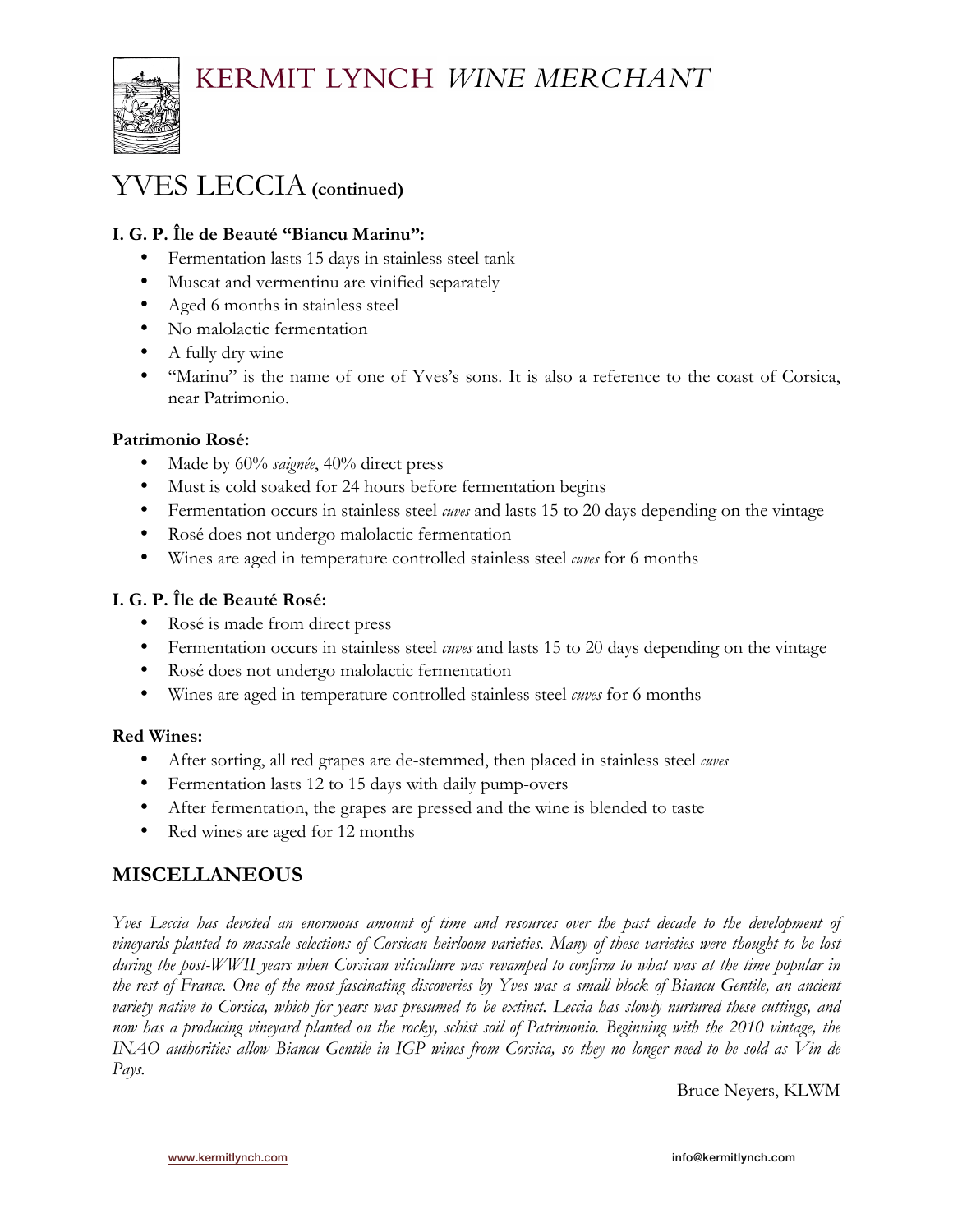# KERMIT LYNCH *WINE MERCHANT*

## YVES LECCIA **(continued)**

**I. G. P. Île de Beauté "Biancu Marinu":**

- Fermentation lasts 15 days in stainless steel tank
- Muscat and vermentinu are vinified separately
- Aged 6 months in stainless steel
- No malolactic fermentation
- A fully dry wine
- "Marinu" is the name of one of Yves's sons. It is also a reference to the coast of Corsica, near Patrimonio.

**Patrimonio Rosé:**

- Made by 60% *saignée*, 40% direct press
- Must is cold soaked for 24 hours before fermentation begins
- Fermentation occurs in stainless steel *cuves* and lasts 15 to 20 days depending on the vintage
- Rosé does not undergo malolactic fermentation
- Wines are aged in temperature controlled stainless steel *cuves* for 6 months

**I. G. P. Île de Beauté Rosé:**

- Rosé is made from direct press
- Fermentation occurs in stainless steel *cuves* and lasts 15 to 20 days depending on the vintage
- Rosé does not undergo malolactic fermentation
- Wines are aged in temperature controlled stainless steel *cuves* for 6 months

**Red Wines:**

- After sorting, all red grapes are de-stemmed, then placed in stainless steel *cuves*
- Fermentation lasts 12 to 15 days with daily pump-overs
- After fermentation, the grapes are pressed and the wine is blended to taste
- Red wines are aged for 12 months

### MISCELLANEOUS

*Yves Leccia has devoted an enormous amount of time and resources over the past decade to the development of vineyards planted to massale selections of Corsican heirloom varieties. Many of these varieties were thought to be lost during the post-WWII years when Corsican viticulture was revamped to confirm to what was at the time popular in the rest of France. One of the most fascinating discoveries by Yves was a small block of Biancu Gentile, an ancient variety native to Corsica, which for years was presumed to be extinct. Leccia has slowly nurtured these cuttings, and now has a producing vineyard planted on the rocky, schist soil of Patrimonio. Beginning with the 2010 vintage, the INAO authorities allow Biancu Gentile in IGP wines from Corsica, so they no longer need to be sold as Vin de Pays.*

Bruce Neyers, KLWM

www.kermitlynch.com info@kermitlynch.com